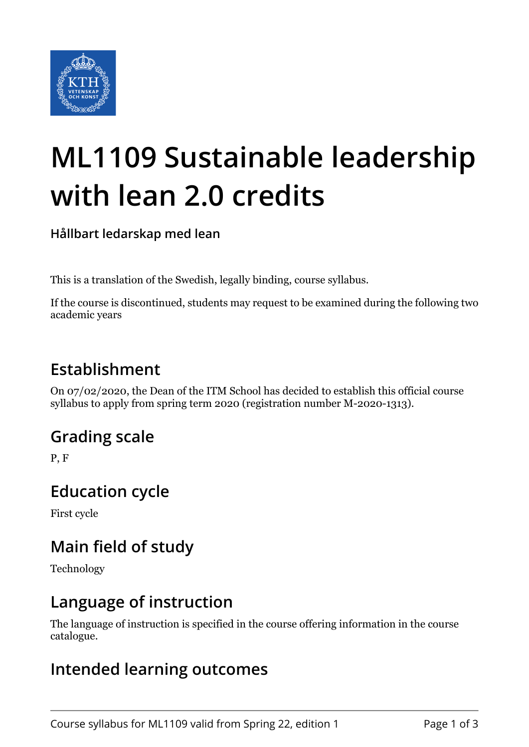# ML1109 Sustainable leadership with lean 2.0 credits

**Hållbart ledarskap med lean**

This is a translation of the Swedish, legally binding, course syllabus.

If the course is discontinued, students may request to be examined during the following two academic years

## Establishment

On 07/02/2020, the Dean of the ITM School has decided to establish this official course syllabus to apply from spring term 2020 (registration number M-2020-1313).

## Grading scale

P, F

## Education cycle

First cycle

## Main field of study

Technology

## Language of instruction

The language of instruction is specified in the course offering information in the course catalogue.

## Intended learning outcomes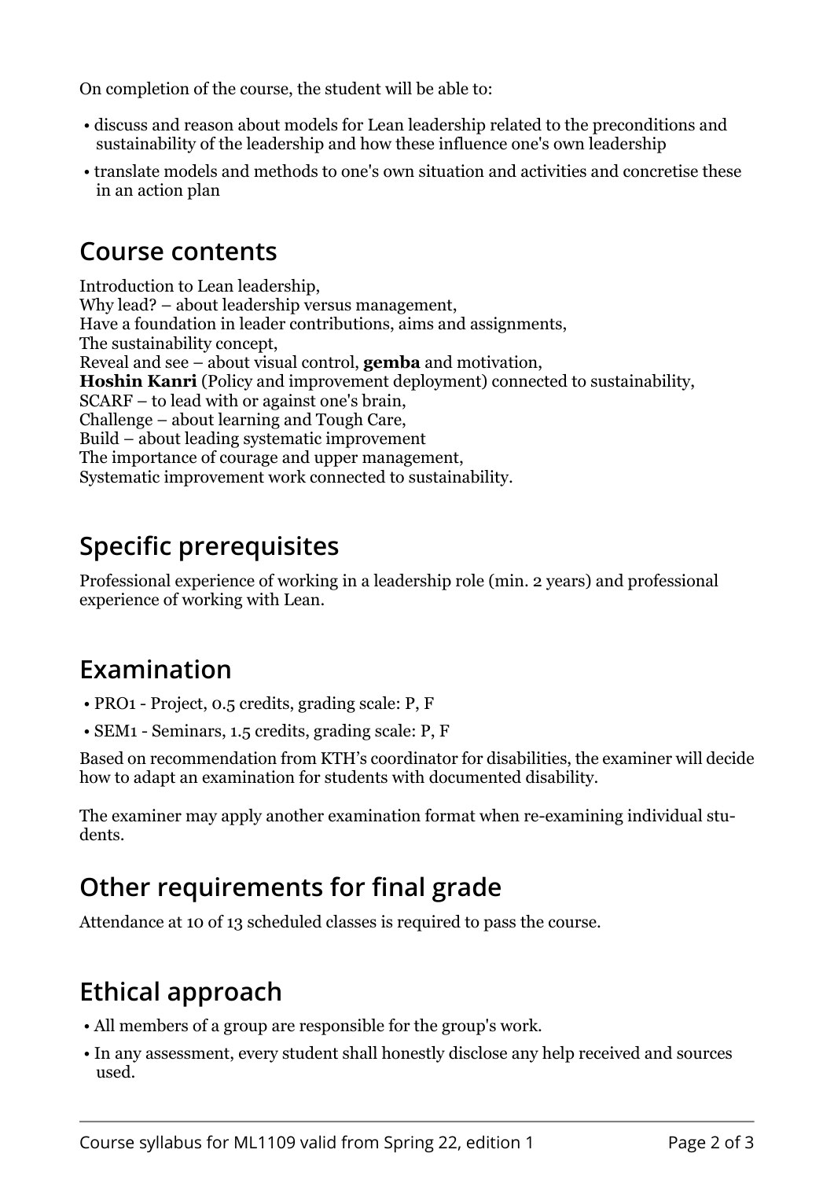On completion of the course, the student will be able to:

- discuss and reason about models for Lean leadership related to the preconditions and sustainability of the leadership and how these influence one's own leadership
- translate models and methods to one's own situation and activities and concretise these in an action plan

## Course contents

Introduction to Lean leadership,
Why lead? – about leadership versus management,
Have a foundation in leader contributions, aims and assignments,
The sustainability concept,
Reveal and see – about visual control, **gemba** and motivation,
**Hoshin Kanri** (Policy and improvement deployment) connected to sustainability,
SCARF – to lead with or against one's brain,
Challenge – about learning and Tough Care,
Build – about leading systematic improvement
The importance of courage and upper management,
Systematic improvement work connected to sustainability.

## Specific prerequisites

Professional experience of working in a leadership role (min. 2 years) and professional experience of working with Lean.

## Examination

- PRO1 - Project, 0.5 credits, grading scale: P, F
- SEM1 - Seminars, 1.5 credits, grading scale: P, F

Based on recommendation from KTH's coordinator for disabilities, the examiner will decide how to adapt an examination for students with documented disability.

The examiner may apply another examination format when re-examining individual students.

## Other requirements for final grade

Attendance at 10 of 13 scheduled classes is required to pass the course.

## Ethical approach

- All members of a group are responsible for the group's work.
- In any assessment, every student shall honestly disclose any help received and sources used.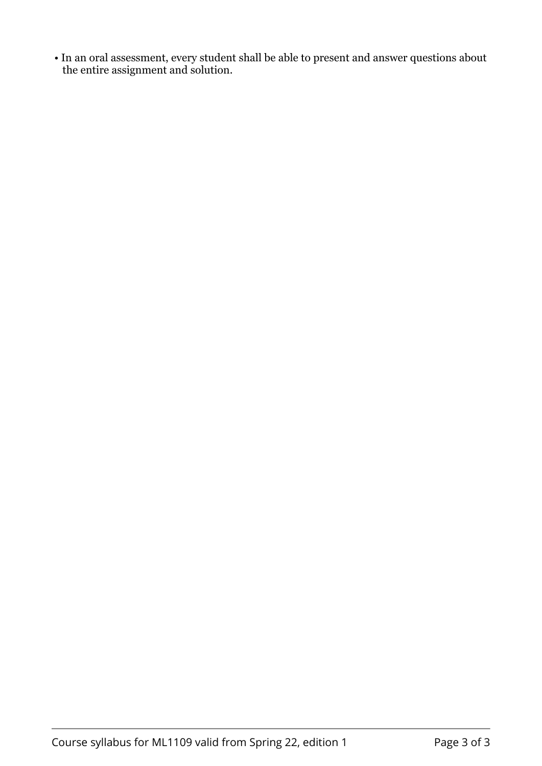- In an oral assessment, every student shall be able to present and answer questions about the entire assignment and solution.